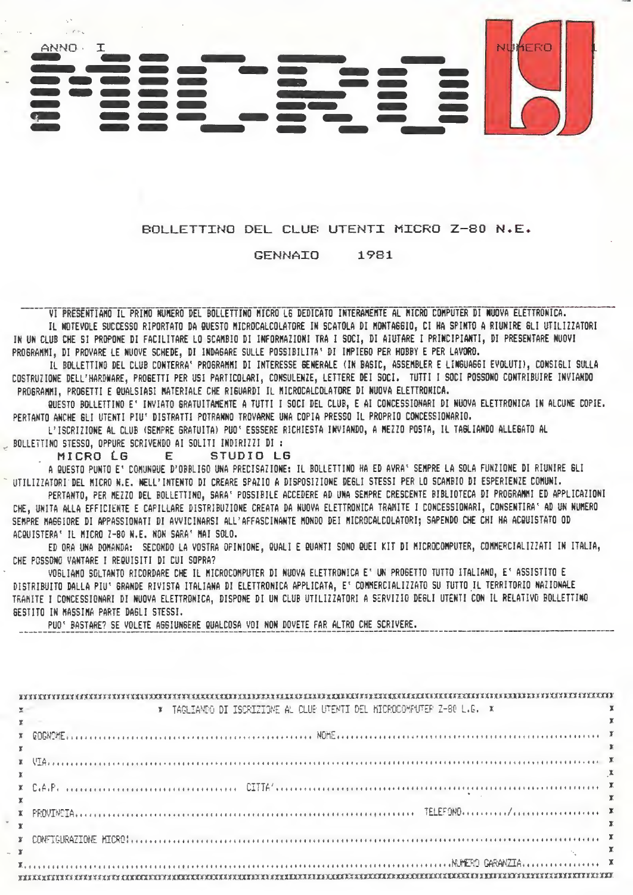ANNO I

# MICRO LG

NUMERO 1

## BOLLETTINO DEL CLUB UTENTI MICRO Z-80 N.E.

GENNAIO 1981

---

VI PRESENTIAMO IL PRIMO NUMERO DEL BOLLETTINO MICRO LG DEDICATO INTERAMENTE AL MICRO COMPUTER DI NUOVA ELETTRONICA.

IL NOTEVOLE SUCCESSO RIPORTATO DA QUESTO MICROCALCOLATORE IN SCATOLA DI MONTAGGIO, CI HA SPINTO A RIUNIRE GLI UTILIZZATORI IN UN CLUB CHE SI PROPONE DI FACILITARE LO SCAMBIO DI INFORMAZIONI TRA I SOCI, DI AIUTARE I PRINCIPIANTI, DI PRESENTARE NUOVI PROGRAMMI, DI PROVARE LE NUOVE SCHEDE, DI INDAGARE SULLE POSSIBILITA' DI IMPIEGO PER HOBBY E PER LAVORO.

IL BOLLETTINO DEL CLUB CONTERRA' PROGRAMMI DI INTERESSE GENERALE (IN BASIC, ASSEMBLER E LINGUAGGI EVOLUTI), CONSIGLI SULLA COSTRUZIONE DELL'HARDWARE, PROGETTI PER USI PARTICOLARI, CONSULENZE, LETTERE DEI SOCI. TUTTI I SOCI POSSONO CONTRIBUIRE INVIANDO PROGRAMMI, PROGETTI E QUALSIASI MATERIALE CHE RIGUARDI IL MICROCALCOLATORE DI NUOVA ELETTRONICA.

QUESTO BOLLETTINO E' INVIATO GRATUITAMENTE A TUTTI I SOCI DEL CLUB, E AI CONCESSIONARI DI NUOVA ELETTRONICA IN ALCUNE COPIE. PERTANTO ANCHE GLI UTENTI PIU' DISTRATTI POTRANNO TROVARNE UNA COPIA PRESSO IL PROPRIO CONCESSIONARIO.

L'ISCRIZIONE AL CLUB (SEMPRE GRATUITA) PUO' ESSSERE RICHIESTA INVIANDO, A MEZZO POSTA, IL TAGLIANDO ALLEGATO AL BOLLETTINO STESSO, OPPURE SCRIVENDO AI SOLITI INDIRIZZI DI :

**MICRO LG E STUDIO LG**

A QUESTO PUNTO E' COMUNQUE D'OBBLIGO UNA PRECISAZIONE: IL BOLLETTINO HA ED AVRA' SEMPRE LA SOLA FUNZIONE DI RIUNIRE GLI UTILIZZATORI DEL MICRO N.E. NELL'INTENTO DI CREARE SPAZIO A DISPOSIZIONE DEGLI STESSI PER LO SCAMBIO DI ESPERIENZE COMUNI.

PERTANTO, PER MEZZO DEL BOLLETTINO, SARA' POSSIBILE ACCEDERE AD UNA SEMPRE CRESCENTE BIBLIOTECA DI PROGRAMMI ED APPLICAZIONI CHE, UNITA ALLA EFFICIENTE E CAPILLARE DISTRIBUZIONE CREATA DA NUOVA ELETTRONICA TRAMITE I CONCESSIONARI, CONSENTIRA' AD UN NUMERO SEMPRE MAGGIORE DI APPASSIONATI DI AVVICINARSI ALL'AFFASCINANTE MONDO DEI MICROCALCOLATORI; SAPENDO CHE CHI HA ACQUISTATO OD ACQUISTERA' IL MICRO Z-80 N.E. NON SARA' MAI SOLO.

ED ORA UNA DOMANDA: SECONDO LA VOSTRA OPINIONE, QUALI E QUANTI SONO QUEI KIT DI MICROCOMPUTER, COMMERCIALIZZATI IN ITALIA, CHE POSSONO VANTARE I REQUISITI DI CUI SOPRA?

VOGLIAMO SOLTANTO RICORDARE CHE IL MICROCOMPUTER DI NUOVA ELETTRONICA E' UN PROGETTO TUTTO ITALIANO, E' ASSISTITO E DISTRIBUITO DALLA PIU' GRANDE RIVISTA ITALIANA DI ELETTRONICA APPLICATA, E' COMMERCIALIZZATO SU TUTTO IL TERRITORIO NAZIONALE TRAMITE I CONCESSIONARI DI NUOVA ELETTRONICA, DISPONE DI UN CLUB UTILIZZATORI A SERVIZIO DEGLI UTENTI CON IL RELATIVO BOLLETTINO GESTITO IN MASSIMA PARTE DAGLI STESSI.

PUO' BASTARE? SE VOLETE AGGIUNGERE QUALCOSA VOI NON DOVETE FAR ALTRO CHE SCRIVERE.

---

**TAGLIANDO DI ISCRIZIONE AL CLUB UTENTI DEL MICROCOMPUTER Z-80 L.G.**

COGNOME.................................................... NOME.....................................................

VIA.........................................................................................................................

C.A.P. ................................ CITTA'.....................................................................

PROVINCIA.............................................................. TELEFONO........../.....................

CONFIGURAZIONE MICRO:...................................................................................................

.......................................................................................... NUMERO GARANZIA..................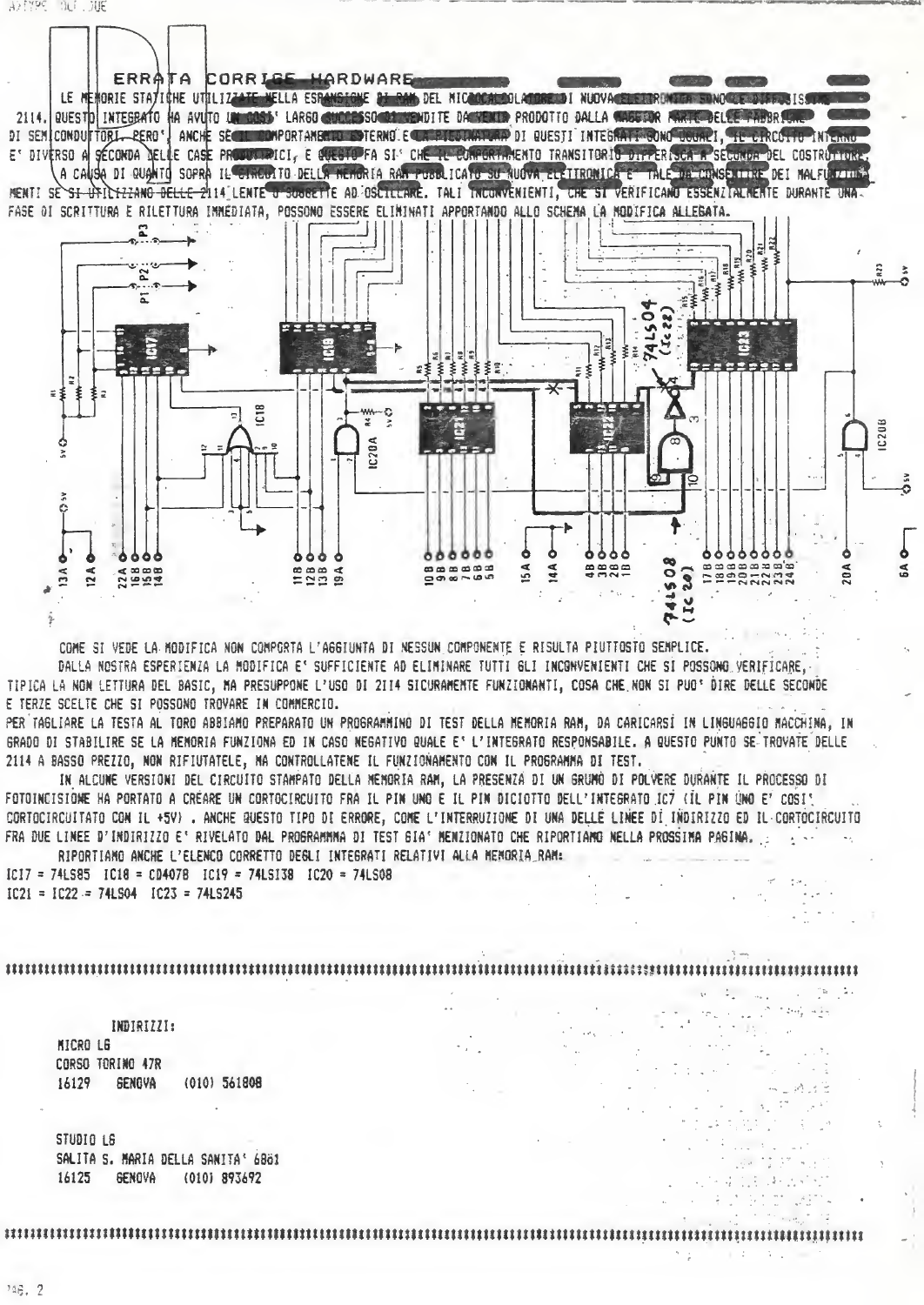## ERRATA CORRIGE HARDWARE

LE MEMORIE STATICHE UTILIZZATE NELLA ESPANSIONE DI RAM DEL MICROCALCOLATORE DI NUOVA ELETTRONICA SONO LE DIFFUSISSIME 2114. QUESTO INTEGRATO HA AVUTO UN COSI' LARGO SUCCESSO DI VENDITE DA VENIR PRODOTTO DALLA MAGGIOR PARTE DELLE FABBRICHE DI SEMICONDUTTORI. PERO', ANCHE SE IL COMPORTAMENTO ESTERNO E LA PIEDINATURA DI QUESTI INTEGRATI SONO UGUALI, IL CIRCUITO INTERNO E' DIVERSO A SECONDA DELLE CASE PRODUTTRICI, E QUESTO FA SI' CHE IL COMPORTAMENTO TRANSITORIO DIFFERISCA A SECONDA DEL COSTRUTTORE.

A CAUSA DI QUANTO SOPRA IL CIRCUITO DELLA MEMORIA RAM PUBBLICATO SU NUOVA ELETTRONICA E' TALE DA CONSENTIRE DEI MALFUNZIONAMENTI SE SI UTILIZZANO DELLE 2114 LENTE O SOGGETTE AD OSCILLARE. TALI INCONVENIENTI, CHE SI VERIFICANO ESSENZIALMENTE DURANTE UNA FASE DI SCRITTURA E RILETTURA IMMEDIATA, POSSONO ESSERE ELIMINATI APPORTANDO ALLO SCHEMA LA MODIFICA ALLEGATA.

COME SI VEDE LA MODIFICA NON COMPORTA L'AGGIUNTA DI NESSUN COMPONENTE E RISULTA PIUTTOSTO SEMPLICE.

DALLA NOSTRA ESPERIENZA LA MODIFICA E' SUFFICIENTE AD ELIMINARE TUTTI GLI INCONVENIENTI CHE SI POSSONO VERIFICARE, TIPICA LA NON LETTURA DEL BASIC, MA PRESUPPONE L'USO DI 2114 SICURAMENTE FUNZIONANTI, COSA CHE NON SI PUO' DIRE DELLE SECONDE E TERZE SCELTE CHE SI POSSONO TROVARE IN COMMERCIO.

PER TAGLIARE LA TESTA AL TORO ABBIAMO PREPARATO UN PROGRAMMINO DI TEST DELLA MEMORIA RAM, DA CARICARSI IN LINGUAGGIO MACCHINA, IN GRADO DI STABILIRE SE LA MEMORIA FUNZIONA ED IN CASO NEGATIVO QUALE E' L'INTEGRATO RESPONSABILE. A QUESTO PUNTO SE TROVATE DELLE 2114 A BASSO PREZZO, NON RIFIUTATELE, MA CONTROLLATENE IL FUNZIONAMENTO CON IL PROGRAMMA DI TEST.

IN ALCUNE VERSIONI DEL CIRCUITO STAMPATO DELLA MEMORIA RAM, LA PRESENZA DI UN GRUMO DI POLVERE DURANTE IL PROCESSO DI FOTOINCISIONE HA PORTATO A CREARE UN CORTOCIRCUITO FRA IL PIN UNO E IL PIN DICIOTTO DELL'INTEGRATO IC7 (IL PIN UNO E' COSI' CORTOCIRCUITATO CON IL +5V) . ANCHE QUESTO TIPO DI ERRORE, COME L'INTERRUZIONE DI UNA DELLE LINEE DI INDIRIZZO ED IL CORTOCIRCUITO FRA DUE LINEE D'INDIRIZZO E' RIVELATO DAL PROGRAMMMA DI TEST GIA' MENZIONATO CHE RIPORTIAMO NELLA PROSSIMA PAGINA.

RIPORTIAMO ANCHE L'ELENCO CORRETTO DEGLI INTEGRATI RELATIVI ALLA MEMORIA RAM:

IC17 = 74LS85 IC18 = CD4078 IC19 = 74LS138 IC20 = 74LS08
IC21 = IC22 = 74LS04 IC23 = 74LS245

---

INDIRIZZI:

MICRO LG
CORSO TORINO 47R
16129 GENOVA (010) 561808

STUDIO LG
SALITA S. MARIA DELLA SANITA' 68r1
16125 GENOVA (010) 893692

---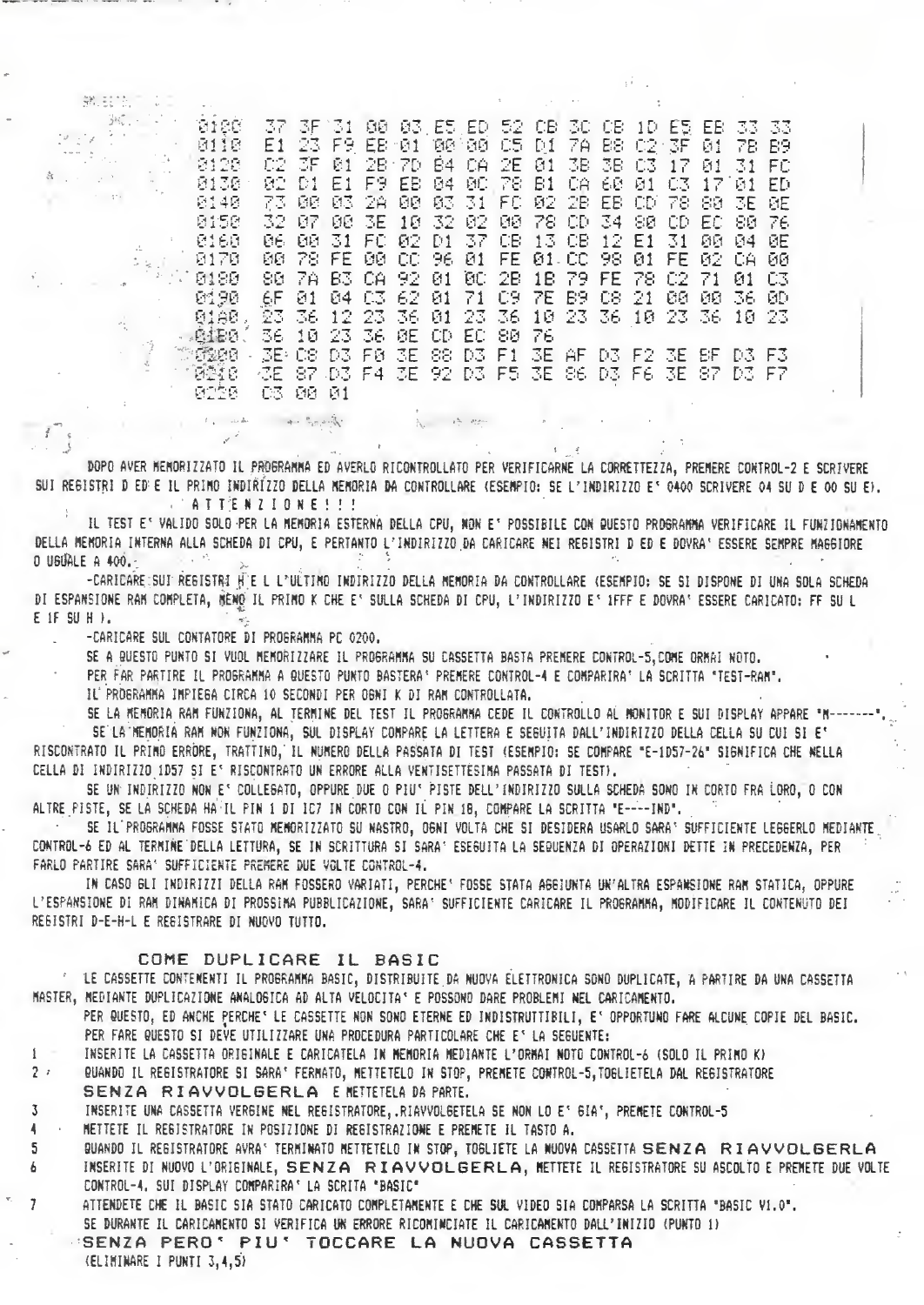```
0100  37 3F 31 00 03 E5 ED 52 CB 3C CB 1D E5 EB 33 33
0110  E1 23 F9 EB 01 00 00 C5 D1 7A B8 C2 3F 01 7B B9
0120  C2 3F 01 2B 7D B4 CA 2E 01 3B 3B C3 17 01 31 FC
0130  02 D1 E1 F9 EB 04 0C 78 B1 CA 60 01 C3 17 01 ED
0140  73 00 03 2A 00 03 31 FC 02 2B EB CD 78 80 3E 0E
0150  32 07 00 3E 10 32 02 00 78 CD 34 80 CD EC 80 76
0160  06 00 31 FC 02 D1 37 CB 13 CB 12 E1 31 00 04 0E
0170  00 78 FE 00 CC 96 01 FE 01 CC 98 01 FE 02 CA 00
0180  80 7A B3 CA 92 01 0C 2B 1B 79 FE 78 C2 71 01 C3
0190  6F 01 04 C3 62 01 71 C9 7E B9 C8 21 00 00 36 0D
01A0  23 36 12 23 36 01 23 36 10 23 36 10 23 36 10 23
01B0  36 10 23 36 0E CD EC 80 76
0200  3E C8 D3 F0 3E 88 D3 F1 3E AF D3 F2 3E BF D3 F3
0210  3E 87 D3 F4 3E 92 D3 F5 3E 86 D3 F6 3E 87 D3 F7
0220  C3 00 01
```

DOPO AVER MEMORIZZATO IL PROGRAMMA ED AVERLO RICONTROLLATO PER VERIFICARNE LA CORRETTEZZA, PREMERE CONTROL-2 E SCRIVERE SUI REGISTRI D ED E IL PRIMO INDIRIZZO DELLA MEMORIA DA CONTROLLARE (ESEMPIO: SE L'INDIRIZZO E' 0400 SCRIVERE 04 SU D E 00 SU E).

**A T T E N Z I O N E ! ! !**

IL TEST E' VALIDO SOLO PER LA MEMORIA ESTERNA DELLA CPU, NON E' POSSIBILE CON QUESTO PROGRAMMA VERIFICARE IL FUNZIONAMENTO DELLA MEMORIA INTERNA ALLA SCHEDA DI CPU, E PERTANTO L'INDIRIZZO DA CARICARE NEI REGISTRI D ED E DOVRA' ESSERE SEMPRE MAGGIORE O UGUALE A 400.

-CARICARE SUI REGISTRI H E L L'ULTIMO INDIRIZZO DELLA MEMORIA DA CONTROLLARE (ESEMPIO: SE SI DISPONE DI UNA SOLA SCHEDA DI ESPANSIONE RAM COMPLETA, MENO IL PRIMO K CHE E' SULLA SCHEDA DI CPU, L'INDIRIZZO E' 1FFF E DOVRA' ESSERE CARICATO: FF SU L E 1F SU H ).

-CARICARE SUL CONTATORE DI PROGRAMMA PC 0200.

SE A QUESTO PUNTO SI VUOL MEMORIZZARE IL PROGRAMMA SU CASSETTA BASTA PREMERE CONTROL-5, COME ORMAI NOTO.

PER FAR PARTIRE IL PROGRAMMA A QUESTO PUNTO BASTERA' PREMERE CONTROL-4 E COMPARIRA' LA SCRITTA "TEST-RAM".

IL PROGRAMMA IMPIEGA CIRCA 10 SECONDI PER OGNI K DI RAM CONTROLLATA.

SE LA MEMORIA RAM FUNZIONA, AL TERMINE DEL TEST IL PROGRAMMA CEDE IL CONTROLLO AL MONITOR E SUI DISPLAY APPARE "M-------".

SE LA MEMORIA RAM NON FUNZIONA, SUL DISPLAY COMPARE LA LETTERA E SEGUITA DALL'INDIRIZZO DELLA CELLA SU CUI SI E' RISCONTRATO IL PRIMO ERRORE, TRATTINO, IL NUMERO DELLA PASSATA DI TEST (ESEMPIO: SE COMPARE "E-1D57-26" SIGNIFICA CHE NELLA CELLA DI INDIRIZZO 1D57 SI E' RISCONTRATO UN ERRORE ALLA VENTISETTESIMA PASSATA DI TEST).

SE UN INDIRIZZO NON E' COLLEGATO, OPPURE DUE O PIU' PISTE DELL'INDIRIZZO SULLA SCHEDA SONO IN CORTO FRA LORO, O CON ALTRE PISTE, SE LA SCHEDA HA IL PIN 1 DI IC7 IN CORTO CON IL PIN 18, COMPARE LA SCRITTA "E----IND".

SE IL PROGRAMMA FOSSE STATO MEMORIZZATO SU NASTRO, OGNI VOLTA CHE SI DESIDERA USARLO SARA' SUFFICIENTE LEGGERLO MEDIANTE CONTROL-6 ED AL TERMINE DELLA LETTURA, SE IN SCRITTURA SI SARA' ESEGUITA LA SEQUENZA DI OPERAZIONI DETTE IN PRECEDENZA, PER FARLO PARTIRE SARA' SUFFICIENTE PREMERE DUE VOLTE CONTROL-4.

IN CASO GLI INDIRIZZI DELLA RAM FOSSERO VARIATI, PERCHE' FOSSE STATA AGGIUNTA UN'ALTRA ESPANSIONE RAM STATICA, OPPURE L'ESPANSIONE DI RAM DINAMICA DI PROSSIMA PUBBLICAZIONE, SARA' SUFFICIENTE CARICARE IL PROGRAMMA, MODIFICARE IL CONTENUTO DEI REGISTRI D-E-H-L E REGISTRARE DI NUOVO TUTTO.

## COME DUPLICARE IL BASIC

LE CASSETTE CONTENENTI IL PROGRAMMA BASIC, DISTRIBUITE DA NUOVA ELETTRONICA SONO DUPLICATE, A PARTIRE DA UNA CASSETTA MASTER, MEDIANTE DUPLICAZIONE ANALOGICA AD ALTA VELOCITA' E POSSONO DARE PROBLEMI NEL CARICAMENTO.

PER QUESTO, ED ANCHE PERCHE' LE CASSETTE NON SONO ETERNE ED INDISTRUTTIBILI, E' OPPORTUNO FARE ALCUNE COPIE DEL BASIC.

PER FARE QUESTO SI DEVE UTILIZZARE UNA PROCEDURA PARTICOLARE CHE E' LA SEGUENTE:

1. INSERITE LA CASSETTA ORIGINALE E CARICATELA IN MEMORIA MEDIANTE L'ORMAI NOTO CONTROL-6 (SOLO IL PRIMO K)
2. QUANDO IL REGISTRATORE SI SARA' FERMATO, METTETELO IN STOP, PREMETE CONTROL-5, TOGLIETELA DAL REGISTRATORE **SENZA RIAVVOLGERLA** E METTETELA DA PARTE.
3. INSERITE UNA CASSETTA VERGINE NEL REGISTRATORE, RIAVVOLGETELA SE NON LO E' GIA', PREMETE CONTROL-5
4. METTETE IL REGISTRATORE IN POSIZIONE DI REGISTRAZIONE E PREMETE IL TASTO A.
5. QUANDO IL REGISTRATORE AVRA' TERMINATO METTETELO IN STOP, TOGLIETE LA NUOVA CASSETTA **SENZA RIAVVOLGERLA**
6. INSERITE DI NUOVO L'ORIGINALE, **SENZA RIAVVOLGERLA**, METTETE IL REGISTRATORE SU ASCOLTO E PREMETE DUE VOLTE CONTROL-4. SUI DISPLAY COMPARIRA' LA SCRITA "BASIC"
7. ATTENDETE CHE IL BASIC SIA STATO CARICATO COMPLETAMENTE E CHE SUL VIDEO SIA COMPARSA LA SCRITTA "BASIC V1.0".

SE DURANTE IL CARICAMENTO SI VERIFICA UN ERRORE RICOMINCIATE IL CARICAMENTO DALL'INIZIO (PUNTO 1)

**SENZA PERO' PIU' TOCCARE LA NUOVA CASSETTA**

(ELIMINARE I PUNTI 3,4,5)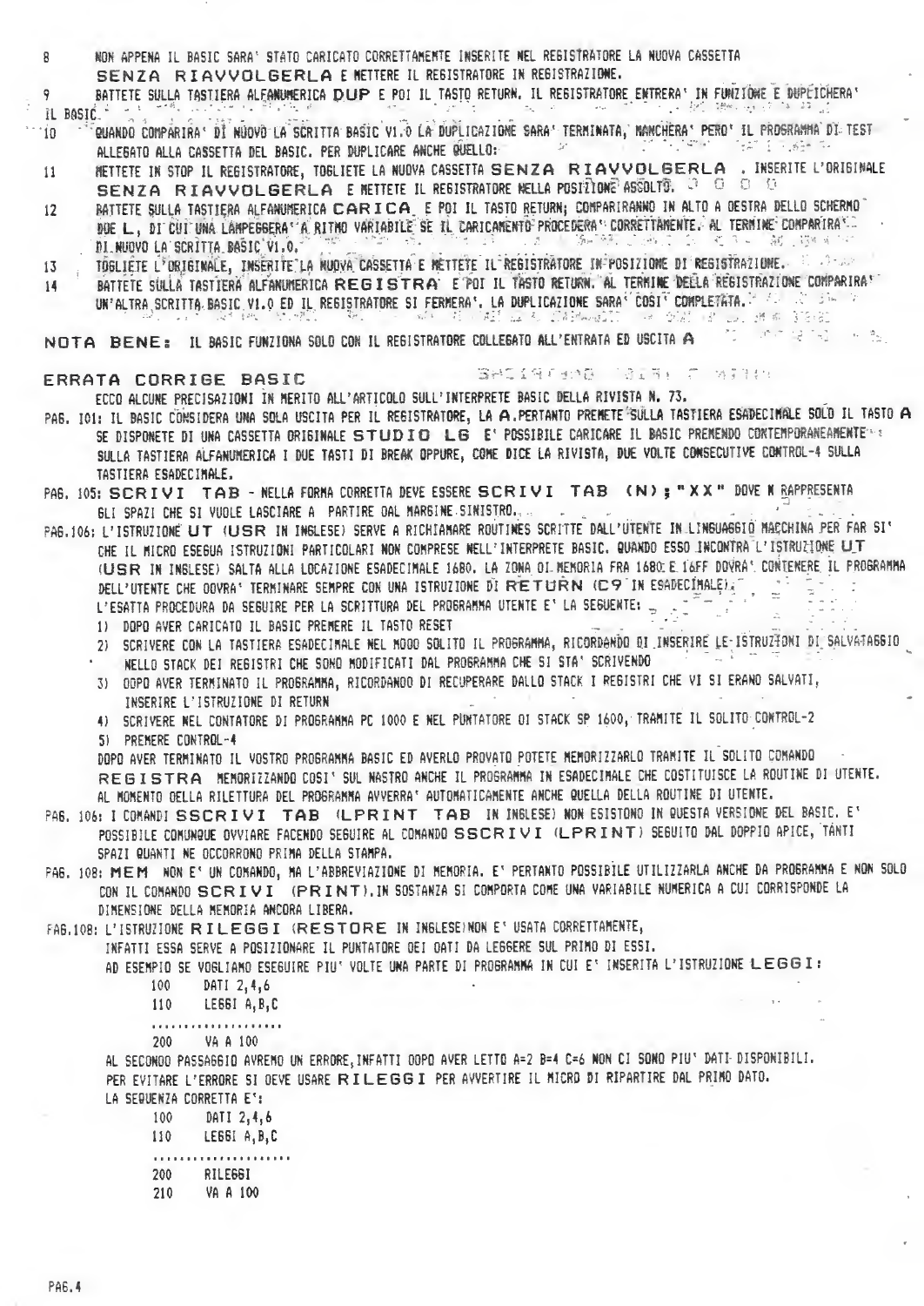8 NON APPENA IL BASIC SARA' STATO CARICATO CORRETTAMENTE INSERITE NEL REGISTRATORE LA NUOVA CASSETTA **SENZA RIAVVOLGERLA** E METTERE IL REGISTRATORE IN REGISTRAZIONE.

9 BATTETE SULLA TASTIERA ALFANUMERICA **DUP** E POI IL TASTO RETURN. IL REGISTRATORE ENTRERA' IN FUNZIONE E DUPLICHERA' IL BASIC.

10 QUANDO COMPARIRA' DI NUOVO LA SCRITTA BASIC V1.0 LA DUPLICAZIONE SARA' TERMINATA, MANCHERA' PERO' IL PROGRAMMA DI TEST ALLEGATO ALLA CASSETTA DEL BASIC. PER DUPLICARE ANCHE QUELLO:

11 METTETE IN STOP IL REGISTRATORE, TOGLIETE LA NUOVA CASSETTA **SENZA RIAVVOLGERLA** . INSERITE L'ORIGINALE **SENZA RIAVVOLGERLA** E METTETE IL REGISTRATORE NELLA POSIZIONE ASCOLTO.

12 BATTETE SULLA TASTIERA ALFANUMERICA **CARICA** E POI IL TASTO RETURN; COMPARIRANNO IN ALTO A DESTRA DELLO SCHERMO DUE **L**, DI CUI UNA LAMPEGGERA' A RITMO VARIABILE SE IL CARICAMENTO PROCEDERA' CORRETTAMENTE. AL TERMINE COMPARIRA' DI NUOVO LA SCRITTA BASIC V1.0.

13 TOGLIETE L'ORIGINALE, INSERITE LA NUOVA CASSETTA E METTETE IL REGISTRATORE IN POSIZIONE DI REGISTRAZIONE.

14 BATTETE SULLA TASTIERA ALFANUMERICA **REGISTRA** E POI IL TASTO RETURN. AL TERMINE DELLA REGISTRAZIONE COMPARIRA' UN'ALTRA SCRITTA BASIC V1.0 ED IL REGISTRATORE SI FERMERA'. LA DUPLICAZIONE SARA' COSI' COMPLETATA.

**NOTA BENE:** IL BASIC FUNZIONA SOLO CON IL REGISTRATORE COLLEGATO ALL'ENTRATA ED USCITA **A**

## ERRATA CORRIGE BASIC

ECCO ALCUNE PRECISAZIONI IN MERITO ALL'ARTICOLO SULL'INTERPRETE BASIC DELLA RIVISTA N. 73.

PAG. 101: IL BASIC CONSIDERA UNA SOLA USCITA PER IL REGISTRATORE, LA **A**.PERTANTO PREMETE SULLA TASTIERA ESADECIMALE SOLO IL TASTO **A** SE DISPONETE DI UNA CASSETTA ORIGINALE **STUDIO LG** E' POSSIBILE CARICARE IL BASIC PREMENDO CONTEMPORANEAMENTE SULLA TASTIERA ALFANUMERICA I DUE TASTI DI BREAK OPPURE, COME DICE LA RIVISTA, DUE VOLTE CONSECUTIVE CONTROL-4 SULLA TASTIERA ESADECIMALE.

PAG. 105: **SCRIVI TAB** - NELLA FORMA CORRETTA DEVE ESSERE **SCRIVI TAB (N);"XX"** DOVE N RAPPRESENTA GLI SPAZI CHE SI VUOLE LASCIARE A PARTIRE DAL MARGINE SINISTRO.

PAG.106: L'ISTRUZIONE **UT** (**USR** IN INGLESE) SERVE A RICHIAMARE ROUTINES SCRITTE DALL'UTENTE IN LINGUAGGIO MACCHINA PER FAR SI' CHE IL MICRO ESEGUA ISTRUZIONI PARTICOLARI NON COMPRESE NELL'INTERPRETE BASIC. QUANDO ESSO INCONTRA L'ISTRUZIONE **UT** (**USR** IN INGLESE) SALTA ALLA LOCAZIONE ESADECIMALE 1680. LA ZONA DI MEMORIA FRA 1680 E 16FF DOVRA' CONTENERE IL PROGRAMMA DELL'UTENTE CHE DOVRA' TERMINARE SEMPRE CON UNA ISTRUZIONE DI **RETURN** (**C9** IN ESADECIMALE).

L'ESATTA PROCEDURA DA SEGUIRE PER LA SCRITTURA DEL PROGRAMMA UTENTE E' LA SEGUENTE:

1) DOPO AVER CARICATO IL BASIC PREMERE IL TASTO RESET
2) SCRIVERE CON LA TASTIERA ESADECIMALE NEL MODO SOLITO IL PROGRAMMA, RICORDANDO DI INSERIRE LE ISTRUZIONI DI SALVATAGGIO NELLO STACK DEI REGISTRI CHE SONO MODIFICATI DAL PROGRAMMA CHE SI STA' SCRIVENDO
3) DOPO AVER TERMINATO IL PROGRAMMA, RICORDANDO DI RECUPERARE DALLO STACK I REGISTRI CHE VI SI ERANO SALVATI, INSERIRE L'ISTRUZIONE DI RETURN
4) SCRIVERE NEL CONTATORE DI PROGRAMMA PC 1000 E NEL PUNTATORE DI STACK SP 1600, TRAMITE IL SOLITO CONTROL-2
5) PREMERE CONTROL-4

DOPO AVER TERMINATO IL VOSTRO PROGRAMMA BASIC ED AVERLO PROVATO POTETE MEMORIZZARLO TRAMITE IL SOLITO COMANDO **REGISTRA** MEMORIZZANDO COSI' SUL NASTRO ANCHE IL PROGRAMMA IN ESADECIMALE CHE COSTITUISCE LA ROUTINE DI UTENTE. AL MOMENTO DELLA RILETTURA DEL PROGRAMMA AVVERRA' AUTOMATICAMENTE ANCHE QUELLA DELLA ROUTINE DI UTENTE.

PAG. 106: I COMANDI **SSCRIVI TAB** (**LPRINT TAB** IN INGLESE) NON ESISTONO IN QUESTA VERSIONE DEL BASIC. E' POSSIBILE COMUNQUE OVVIARE FACENDO SEGUIRE AL COMANDO **SSCRIVI** (**LPRINT**) SEGUITO DAL DOPPIO APICE, TANTI SPAZI QUANTI NE OCCORRONO PRIMA DELLA STAMPA.

PAG. 108: **MEM** NON E' UN COMANDO, MA L'ABBREVIAZIONE DI MEMORIA. E' PERTANTO POSSIBILE UTILIZZARLA ANCHE DA PROGRAMMA E NON SOLO CON IL COMANDO **SCRIVI** (**PRINT**). IN SOSTANZA SI COMPORTA COME UNA VARIABILE NUMERICA A CUI CORRISPONDE LA DIMENSIONE DELLA MEMORIA ANCORA LIBERA.

PAG.108: L'ISTRUZIONE **RILEGGI** (**RESTORE** IN INGLESE) NON E' USATA CORRETTAMENTE, INFATTI ESSA SERVE A POSIZIONARE IL PUNTATORE DEI DATI DA LEGGERE SUL PRIMO DI ESSI.

AD ESEMPIO SE VOGLIAMO ESEGUIRE PIU' VOLTE UNA PARTE DI PROGRAMMA IN CUI E' INSERITA L'ISTRUZIONE **LEGGI**:

```
100   DATI 2,4,6
110   LEGGI A,B,C
..................
200   VA A 100
```

AL SECONDO PASSAGGIO AVREMO UN ERRORE, INFATTI DOPO AVER LETTO A=2 B=4 C=6 NON CI SONO PIU' DATI DISPONIBILI. PER EVITARE L'ERRORE SI DEVE USARE **RILEGGI** PER AVVERTIRE IL MICRO DI RIPARTIRE DAL PRIMO DATO.

LA SEQUENZA CORRETTA E':

```
100   DATI 2,4,6
110   LEGGI A,B,C
....................
200   RILEGGI
210   VA A 100
```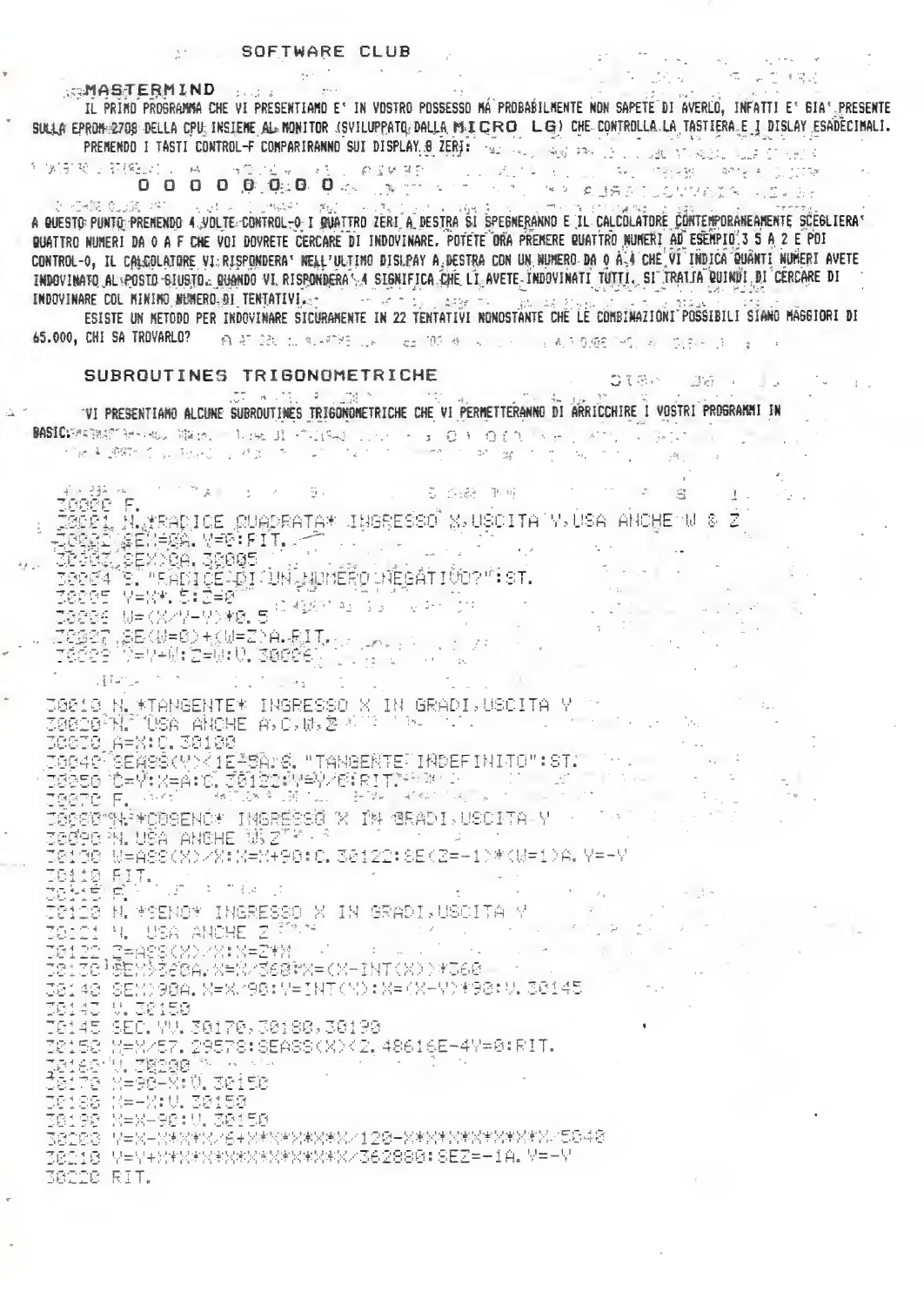## SOFTWARE CLUB

### MASTERMIND

IL PRIMO PROGRAMMA CHE VI PRESENTIAMO E' IN VOSTRO POSSESSO MA PROBABILMENTE NON SAPETE DI AVERLO, INFATTI E' GIA' PRESENTE SULLA EPROM 2708 DELLA CPU INSIEME AL MONITOR (SVILUPPATO DALLA MICRO LG) CHE CONTROLLA LA TASTIERA E I DISLAY ESADECIMALI.

PREMENDO I TASTI CONTROL-F COMPARIRANNO SUI DISPLAY 8 ZERI:

**0 0 0 0 0 0 0 0**

A QUESTO PUNTO PREMENDO 4 VOLTE CONTROL-0 I QUATTRO ZERI A DESTRA SI SPEGNERANNO E IL CALCOLATORE CONTEMPORANEAMENTE SCEGLIERA' QUATTRO NUMERI DA 0 A F CHE VOI DOVRETE CERCARE DI INDOVINARE. POTETE ORA PREMERE QUATTRO NUMERI AD ESEMPIO 3 5 A 2 E POI CONTROL-0, IL CALCOLATORE VI RISPONDERA' NELL'ULTIMO DISLPAY A DESTRA CON UN NUMERO DA 0 A 4 CHE VI INDICA QUANTI NUMERI AVETE INDOVINATO AL POSTO GIUSTO. QUANDO VI RISPONDERA' 4 SIGNIFICA CHE LI AVETE INDOVINATI TUTTI. SI TRATTA QUINDI DI CERCARE DI INDOVINARE COL MINIMO NUMERO DI TENTATIVI.

ESISTE UN METODO PER INDOVINARE SICURAMENTE IN 22 TENTATIVI NONOSTANTE CHE LE COMBINAZIONI POSSIBILI SIANO MAGGIORI DI 65.000, CHI SA TROVARLO?

### SUBROUTINES TRIGONOMETRICHE

VI PRESENTIAMO ALCUNE SUBROUTINES TRIGONOMETRICHE CHE VI PERMETTERANNO DI ARRICCHIRE I VOSTRI PROGRAMMI IN BASIC.

```
30000 F.
30001 N.*RADICE QUADRATA* INGRESSO X,USCITA Y,USA ANCHE W & Z
30002 SEX=0A.Y=0:RIT.
30003 SEX>0A.30005
30004 S."RADICE DI UN NUMERO NEGATIVO?":ST.
30005 Y=X*.5:Z=0
30006 W=(X/Y-Y)*0.5
30007 SE(W=0)+(W=Z)A.RIT.
30008 Y=Y+W:Z=W:V.30006

30010 N.*TANGENTE* INGRESSO X IN GRADI,USCITA Y
30020 N. USA ANCHE A,C,W,Z
30030 A=X:C.30100
30040 SEABS(Y)<1E-5A.S."TANGENTE INDEFINITO":ST.
30050 C=Y:X=A:C.30122:Y=Y/C:RIT.
30070 F.
30080 N.*COSENO* INGRESSO X IN GRADI,USCITA Y
30090 N.USA ANCHE W,Z
30100 W=ABS(X)/X:X=X+90:C.30122:SE(Z=-1)*(W=1)A.Y=-Y
30110 RIT.
30115 F.
30120 N.*SENO* INGRESSO X IN GRADI,USCITA Y
30121 N. USA ANCHE Z
30122 Z=ABS(X)/X:X=Z*X
30130 SEX>360A.X=X/360:X=(X-INT(X))*360
30140 SEX>90A.X=X/90:Y=INT(X):X=(X-Y)*90:V.30145
30143 V.30150
30145 SEC.Y,V.30170,30180,30190
30150 X=X/57.29578:SEABS(X)<2.48616E-4Y=0:RIT.
30160 V.30200
30170 X=90-X:V.30150
30180 X=-X:V.30150
30190 X=X-90:V.30150
30200 Y=X-X*X*X/6+X*X*X*X*X/120-X*X*X*X*X*X*X/5040
30210 Y=Y+X*X*X*X*X*X*X*X*X/362880:SEZ=-1A.Y=-Y
30220 RIT.
```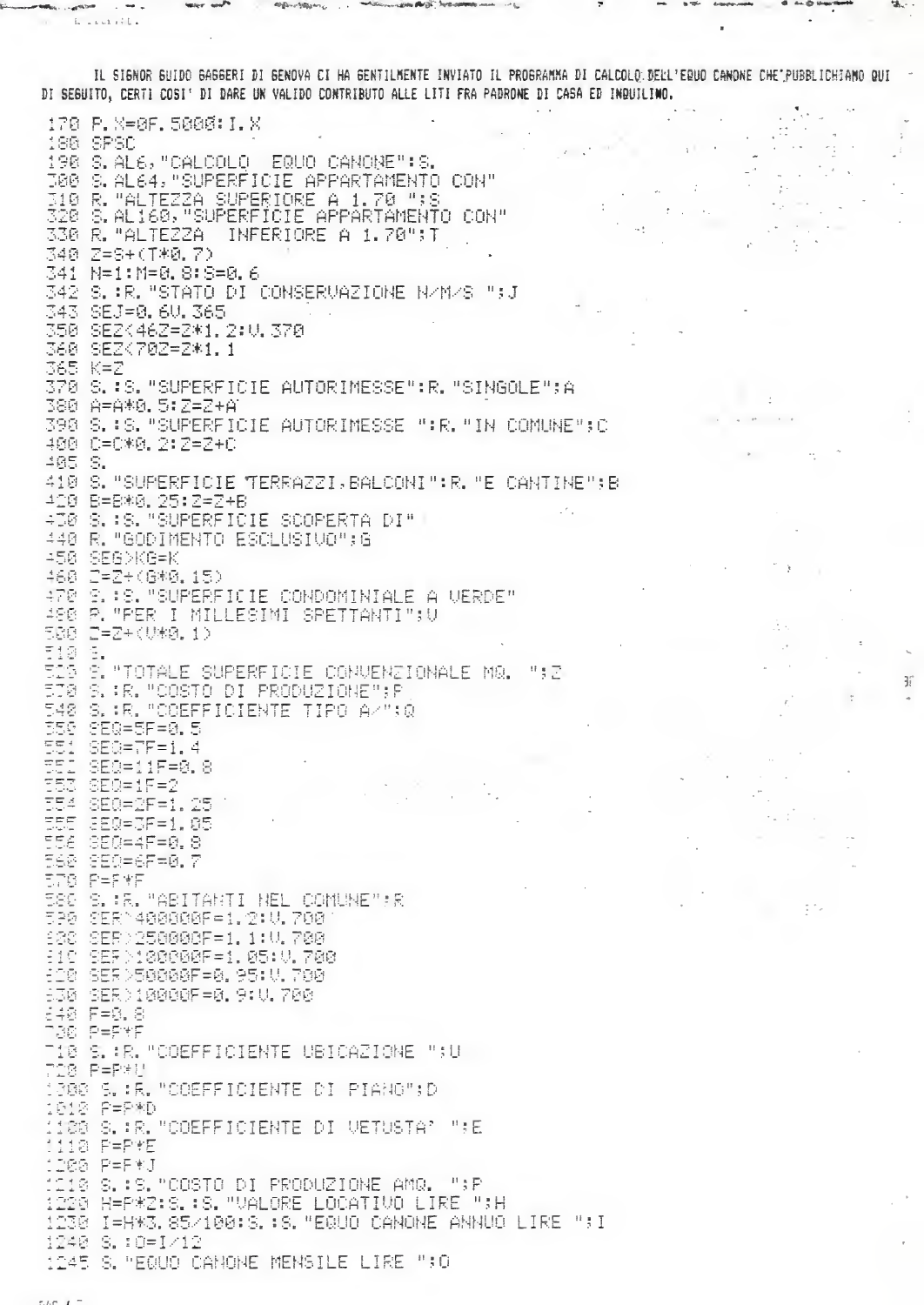IL SIGNOR GUIDO GAGGERI DI GENOVA CI HA GENTILMENTE INVIATO IL PROGRAMMA DI CALCOLO DELL'EQUO CANONE CHE PUBBLICHIAMO QUI DI SEGUITO, CERTI COSI' DI DARE UN VALIDO CONTRIBUTO ALLE LITI FRA PADRONE DI CASA ED INQUILINO.

```
170 P.X=0F.5000:I.X
180 SPSC
190 S.AL6,"CALCOLO  EQUO CANONE":S.
300 S.AL64,"SUPERFICIE APPARTAMENTO CON"
310 R."ALTEZZA SUPERIORE A 1.70 ";S
320 S.AL160,"SUPERFICIE APPARTAMENTO CON"
330 R."ALTEZZA  INFERIORE A 1.70";T
340 Z=S+(T*0.7)
341 N=1:M=0.8:S=0.6
342 S.:R."STATO DI CONSERVAZIONE N/M/S ";J
343 SEJ=0.6U.365
350 SEZ<46Z=Z*1.2:U.370
360 SEZ<70Z=Z*1.1
365 K=Z
370 S.:S."SUPERFICIE AUTORIMESSE":R."SINGOLE";A
380 A=A*0.5:Z=Z+A
390 S.:S."SUPERFICIE AUTORIMESSE ":R."IN COMUNE";C
400 C=C*0.2:Z=Z+C
405 S.
410 S."SUPERFICIE TERRAZZI,BALCONI":R."E CANTINE";B
420 B=B*0.25:Z=Z+B
430 S.:S."SUPERFICIE SCOPERTA DI"
440 R."GODIMENTO ESCLUSIVO";G
450 SEG>KG=K
460 Z=Z+(G*0.15)
470 S.:S."SUPERFICIE CONDOMINIALE A VERDE"
480 R."PER I MILLESIMI SPETTANTI";V
500 Z=Z+(V*0.1)
510 S.
520 S."TOTALE SUPERFICIE CONVENZIONALE MQ. ";Z
530 S.:R."COSTO DI PRODUZIONE";P
540 S.:R."COEFFICIENTE TIPO A/";Q
550 SEQ=5F=0.5
551 SEQ=7F=1.4
552 SEQ=11F=0.8
553 SEQ=1F=2
554 SEQ=2F=1.25
555 SEQ=3F=1.05
556 SEQ=4F=0.8
560 SEQ=6F=0.7
570 P=P*F
580 S.:R."ABITANTI NEL COMUNE";R
590 SER>400000F=1.2:U.700
600 SER>250000F=1.1:U.700
610 SER>100000F=1.05:U.700
620 SER>50000F=0.95:U.700
630 SER>10000F=0.9:U.700
640 F=0.8
700 P=P*F
710 S.:R."COEFFICIENTE UBICAZIONE ";U
720 P=P*U
1000 S.:R."COEFFICIENTE DI PIANO";D
1010 P=P*D
1100 S.:R."COEFFICIENTE DI VETUSTA' ";E
1110 P=P*E
1200 P=P*J
1210 S.:S."COSTO DI PRODUZIONE AMQ. ";P
1220 H=P*Z:S.:S."VALORE LOCATIVO LIRE ";H
1230 I=H*3.85/100:S.:S."EQUO CANONE ANNUO LIRE ";I
1240 S.:O=I/12
1245 S."EQUO CANONE MENSILE LIRE ";O
```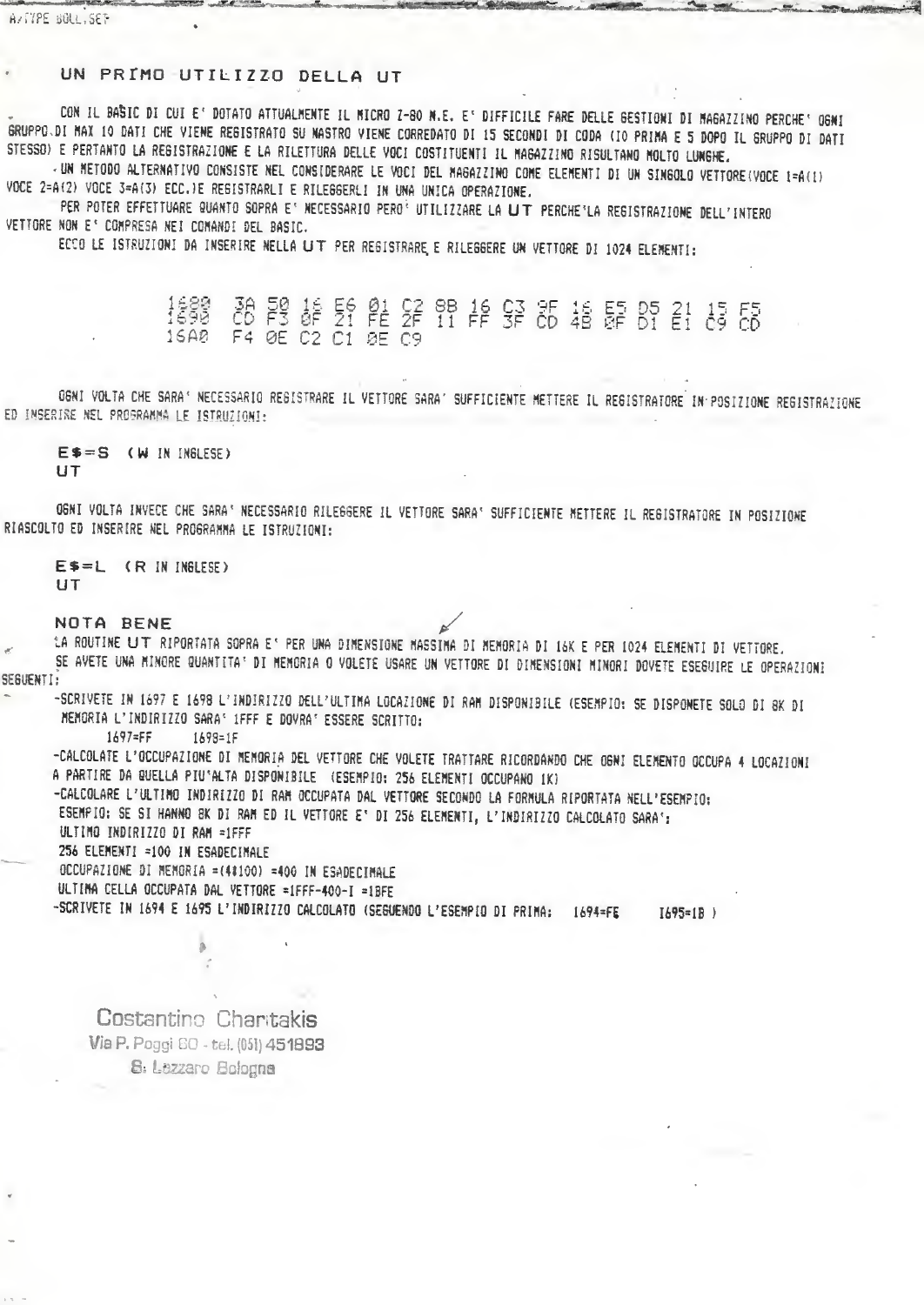A>TYPE BOLL.SET

## UN PRIMO UTILIZZO DELLA UT

CON IL BASIC DI CUI E' DOTATO ATTUALMENTE IL MICRO Z-80 N.E. E' DIFFICILE FARE DELLE GESTIONI DI MAGAZZINO PERCHE' OGNI GRUPPO DI MAX 10 DATI CHE VIENE REGISTRATO SU NASTRO VIENE CORREDATO DI 15 SECONDI DI CODA (10 PRIMA E 5 DOPO IL GRUPPO DI DATI STESSO) E PERTANTO LA REGISTRAZIONE E LA RILETTURA DELLE VOCI COSTITUENTI IL MAGAZZINO RISULTANO MOLTO LUNGHE.

UN METODO ALTERNATIVO CONSISTE NEL CONSIDERARE LE VOCI DEL MAGAZZINO COME ELEMENTI DI UN SINGOLO VETTORE(VOCE 1=A(1) VOCE 2=A(2) VOCE 3=A(3) ECC.)E REGISTRARLI E RILEGGERLI IN UNA UNICA OPERAZIONE.

PER POTER EFFETTUARE QUANTO SOPRA E' NECESSARIO PERO' UTILIZZARE LA **UT** PERCHE'LA REGISTRAZIONE DELL'INTERO VETTORE NON E' COMPRESA NEI COMANDI DEL BASIC.

ECCO LE ISTRUZIONI DA INSERIRE NELLA **UT** PER REGISTRARE E RILEGGERE UN VETTORE DI 1024 ELEMENTI:

```
1680  3A 50 16 E6 01 C2 8B 16 C3 9F 16 E5 D5 21 15 F5
1690  CD F3 0F 21 FE 2F 11 FF 3F CD 4B 0F D1 E1 C9 CD
16A0  F4 0E C2 C1 0E C9
```

OGNI VOLTA CHE SARA' NECESSARIO REGISTRARE IL VETTORE SARA' SUFFICIENTE METTERE IL REGISTRATORE IN POSIZIONE REGISTRAZIONE ED INSERIRE NEL PROGRAMMA LE ISTRUZIONI:

```
E$=S  (W IN INGLESE)
UT
```

OGNI VOLTA INVECE CHE SARA' NECESSARIO RILEGGERE IL VETTORE SARA' SUFFICIENTE METTERE IL REGISTRATORE IN POSIZIONE RIASCOLTO ED INSERIRE NEL PROGRAMMA LE ISTRUZIONI:

```
E$=L  (R IN INGLESE)
UT
```

### NOTA BENE

LA ROUTINE **UT** RIPORTATA SOPRA E' PER UNA DIMENSIONE MASSIMA DI MEMORIA DI 16K E PER 1024 ELEMENTI DI VETTORE.
SE AVETE UNA MINORE QUANTITA' DI MEMORIA O VOLETE USARE UN VETTORE DI DIMENSIONI MINORI DOVETE ESEGUIRE LE OPERAZIONI SEGUENTI:

- SCRIVETE IN 1697 E 1698 L'INDIRIZZO DELL'ULTIMA LOCAZIONE DI RAM DISPONIBILE (ESEMPIO: SE DISPONETE SOLO DI 8K DI MEMORIA L'INDIRIZZO SARA' 1FFF E DOVRA' ESSERE SCRITTO:
  1697=FF    1698=1F
- CALCOLATE L'OCCUPAZIONE DI MEMORIA DEL VETTORE CHE VOLETE TRATTARE RICORDANDO CHE OGNI ELEMENTO OCCUPA 4 LOCAZIONI A PARTIRE DA QUELLA PIU'ALTA DISPONIBILE (ESEMPIO: 256 ELEMENTI OCCUPANO 1K)
- CALCOLARE L'ULTIMO INDIRIZZO DI RAM OCCUPATA DAL VETTORE SECONDO LA FORMULA RIPORTATA NELL'ESEMPIO:
  ESEMPIO: SE SI HANNO 8K DI RAM ED IL VETTORE E' DI 256 ELEMENTI, L'INDIRIZZO CALCOLATO SARA':
  ULTIMO INDIRIZZO DI RAM =1FFF
  256 ELEMENTI =100 IN ESADECIMALE
  OCCUPAZIONE DI MEMORIA =(4*100) =400 IN ESADECIMALE
  ULTIMA CELLA OCCUPATA DAL VETTORE =1FFF-400-1 =1BFE
- SCRIVETE IN 1694 E 1695 L'INDIRIZZO CALCOLATO (SEGUENDO L'ESEMPIO DI PRIMA: 1694=FE    1695=1B )

Costantino Charitakis
Via P. Poggi 60 - tel. (051) 451893
S. Lazzaro Bologna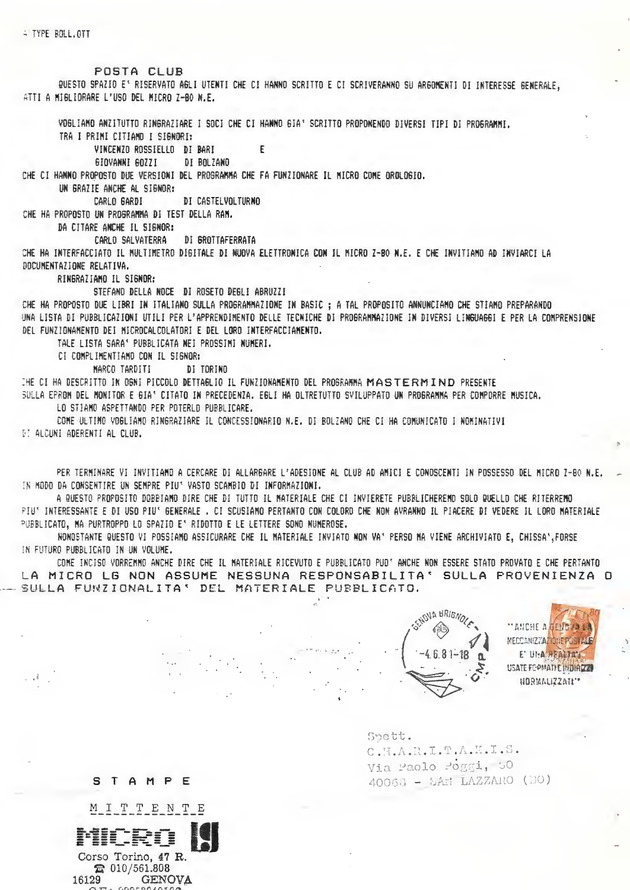A TYPE BOLL.OTT

## POSTA CLUB

QUESTO SPAZIO E' RISERVATO AGLI UTENTI CHE CI HANNO SCRITTO E CI SCRIVERANNO SU ARGOMENTI DI INTERESSE GENERALE, ATTI A MIGLIORARE L'USO DEL MICRO Z-80 N.E.

VOGLIAMO ANZITUTTO RINGRAZIARE I SOCI CHE CI HANNO GIA' SCRITTO PROPONENDO DIVERSI TIPI DI PROGRAMMI.
TRA I PRIMI CITIAMO I SIGNORI:
VINCENZO ROSSIELLO DI BARI E
GIOVANNI GOZZI DI BOLZANO
CHE CI HANNO PROPOSTO DUE VERSIONI DEL PROGRAMMA CHE FA FUNZIONARE IL MICRO COME OROLOGIO.
UN GRAZIE ANCHE AL SIGNOR:
CARLO GARDI DI CASTELVOLTURNO
CHE HA PROPOSTO UN PROGRAMMA DI TEST DELLA RAM.
DA CITARE ANCHE IL SIGNOR:
CARLO SALVATERRA DI GROTTAFERRATA
CHE HA INTERFACCIATO IL MULTIMETRO DIGITALE DI NUOVA ELETTRONICA CON IL MICRO Z-80 N.E. E CHE INVITIAMO AD INVIARCI LA DOCUMENTAZIONE RELATIVA.
RINGRAZIAMO IL SIGNOR:
STEFANO DELLA NOCE DI ROSETO DEGLI ABRUZZI
CHE HA PROPOSTO DUE LIBRI IN ITALIANO SULLA PROGRAMMAZIONE IN BASIC ; A TAL PROPOSITO ANNUNCIAMO CHE STIAMO PREPARANDO UNA LISTA DI PUBBLICAZIONI UTILI PER L'APPRENDIMENTO DELLE TECNICHE DI PROGRAMMAZIONE IN DIVERSI LINGUAGGI E PER LA COMPRENSIONE DEL FUNZIONAMENTO DEI MICROCALCOLATORI E DEL LORO INTERFACCIAMENTO.
TALE LISTA SARA' PUBBLICATA NEI PROSSIMI NUMERI.
CI COMPLIMENTIAMO CON IL SIGNOR:
MARCO TARDITI DI TORINO
CHE CI HA DESCRITTO IN OGNI PICCOLO DETTAGLIO IL FUNZIONAMENTO DEL PROGRAMMA **MASTERMIND** PRESENTE SULLA EPROM DEL MONITOR E GIA' CITATO IN PRECEDENZA. EGLI HA OLTRETUTTO SVILUPPATO UN PROGRAMMA PER COMPORRE MUSICA.
LO STIAMO ASPETTANDO PER POTERLO PUBBLICARE.
COME ULTIMO VOGLIAMO RINGRAZIARE IL CONCESSIONARIO N.E. DI BOLZANO CHE CI HA COMUNICATO I NOMINATIVI DI ALCUNI ADERENTI AL CLUB.

PER TERMINARE VI INVITIAMO A CERCARE DI ALLARGARE L'ADESIONE AL CLUB AD AMICI E CONOSCENTI IN POSSESSO DEL MICRO Z-80 N.E. IN MODO DA CONSENTIRE UN SEMPRE PIU' VASTO SCAMBIO DI INFORMAZIONI.
A QUESTO PROPOSITO DOBBIAMO DIRE CHE DI TUTTO IL MATERIALE CHE CI INVIERETE PUBBLICHEREMO SOLO QUELLO CHE RITERREMO PIU' INTERESSANTE E DI USO PIU' GENERALE . CI SCUSIAMO PERTANTO CON COLORO CHE NON AVRANNO IL PIACERE DI VEDERE IL LORO MATERIALE PUBBLICATO, MA PURTROPPO LO SPAZIO E' RIDOTTO E LE LETTERE SONO NUMEROSE.
NONOSTANTE QUESTO VI POSSIAMO ASSICURARE CHE IL MATERIALE INVIATO NON VA' PERSO MA VIENE ARCHIVIATO E, CHISSA',FORSE IN FUTURO PUBBLICATO IN UN VOLUME.
COME INCISO VORREMMO ANCHE DIRE CHE IL MATERIALE RICEVUTO E PUBBLICATO PUO' ANCHE NON ESSERE STATO PROVATO E CHE PERTANTO
**LA MICRO LG NON ASSUME NESSUNA RESPONSABILITA' SULLA PROVENIENZA O SULLA FUNZIONALITA' DEL MATERIALE PUBBLICATO.**

GENOVA BRIGNOLE -4.6.81-18 CMP

"ANCHE A GENOVA LA MECCANIZZAZIONE POSTALE E' UNA REALTA'. USATE FORMATI E INDIRIZZI NORMALIZZATI"

Spett.
C.H.A.R.I.T.A.K.I.S.
Via Paolo Poggi, 50
40068 - SAN LAZZARO (BO)

S T A M P E

M I T T E N T E

MICRO LG
Corso Torino, 47 R.
☎ 010/561.808
16129 GENOVA